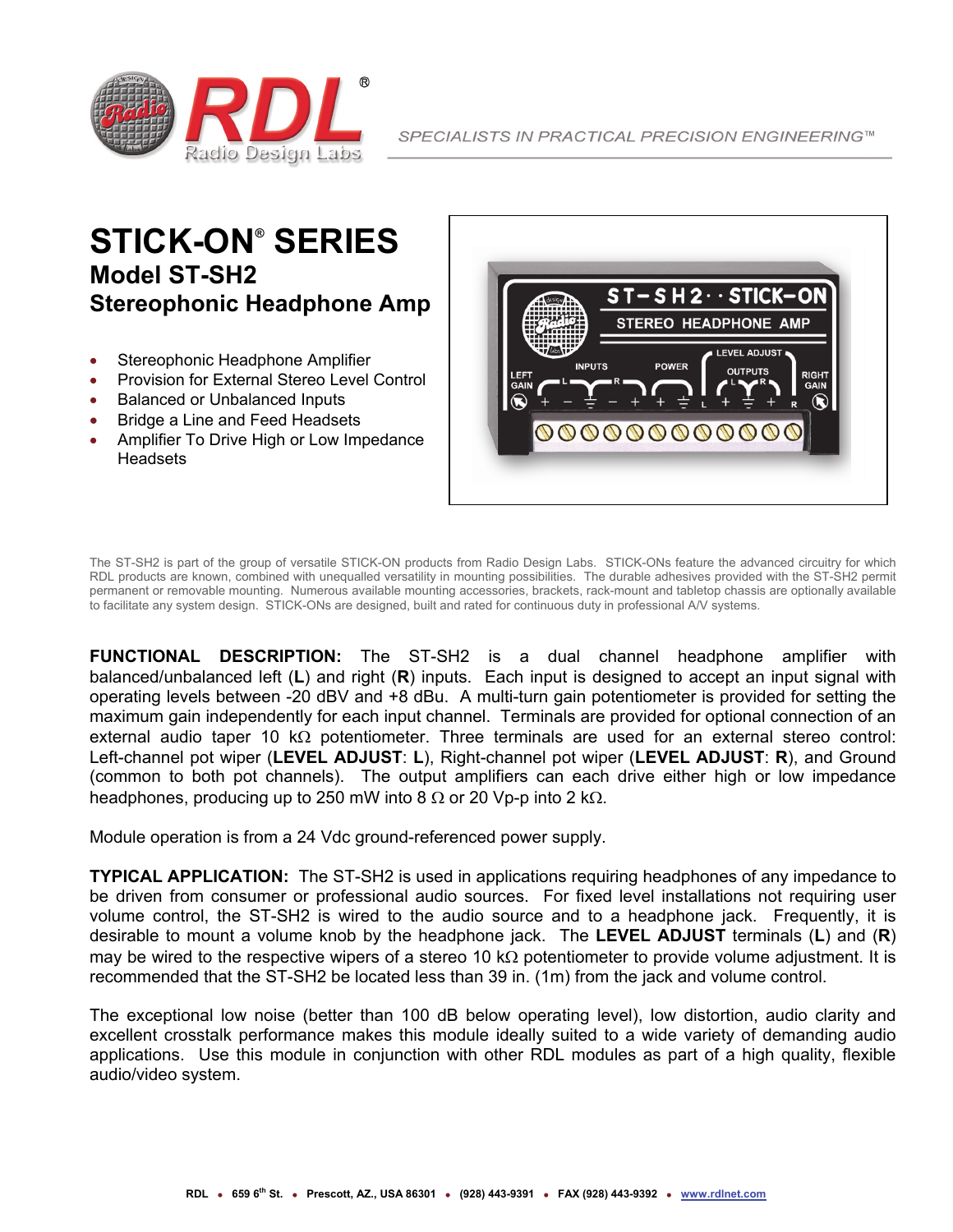SPECIALISTS IN PRACTICAL PRECISION ENGINEERING™

# STICK-ON® SERIES
## Model ST-SH2
## Stereophonic Headphone Amp

- Stereophonic Headphone Amplifier
- Provision for External Stereo Level Control
- Balanced or Unbalanced Inputs
- Bridge a Line and Feed Headsets
- Amplifier To Drive High or Low Impedance Headsets

The ST-SH2 is part of the group of versatile STICK-ON products from Radio Design Labs. STICK-ONs feature the advanced circuitry for which RDL products are known, combined with unequalled versatility in mounting possibilities. The durable adhesives provided with the ST-SH2 permit permanent or removable mounting. Numerous available mounting accessories, brackets, rack-mount and tabletop chassis are optionally available to facilitate any system design. STICK-ONs are designed, built and rated for continuous duty in professional A/V systems.

**FUNCTIONAL DESCRIPTION:** The ST-SH2 is a dual channel headphone amplifier with balanced/unbalanced left (**L**) and right (**R**) inputs. Each input is designed to accept an input signal with operating levels between -20 dBV and +8 dBu. A multi-turn gain potentiometer is provided for setting the maximum gain independently for each input channel. Terminals are provided for optional connection of an external audio taper 10 kΩ potentiometer. Three terminals are used for an external stereo control: Left-channel pot wiper (**LEVEL ADJUST**: **L**), Right-channel pot wiper (**LEVEL ADJUST**: **R**), and Ground (common to both pot channels). The output amplifiers can each drive either high or low impedance headphones, producing up to 250 mW into 8 Ω or 20 Vp-p into 2 kΩ.

Module operation is from a 24 Vdc ground-referenced power supply.

**TYPICAL APPLICATION:** The ST-SH2 is used in applications requiring headphones of any impedance to be driven from consumer or professional audio sources. For fixed level installations not requiring user volume control, the ST-SH2 is wired to the audio source and to a headphone jack. Frequently, it is desirable to mount a volume knob by the headphone jack. The **LEVEL ADJUST** terminals (**L**) and (**R**) may be wired to the respective wipers of a stereo 10 kΩ potentiometer to provide volume adjustment. It is recommended that the ST-SH2 be located less than 39 in. (1m) from the jack and volume control.

The exceptional low noise (better than 100 dB below operating level), low distortion, audio clarity and excellent crosstalk performance makes this module ideally suited to a wide variety of demanding audio applications. Use this module in conjunction with other RDL modules as part of a high quality, flexible audio/video system.

**RDL • 659 6th St. • Prescott, AZ., USA 86301 • (928) 443-9391 • FAX (928) 443-9392 • www.rdlnet.com**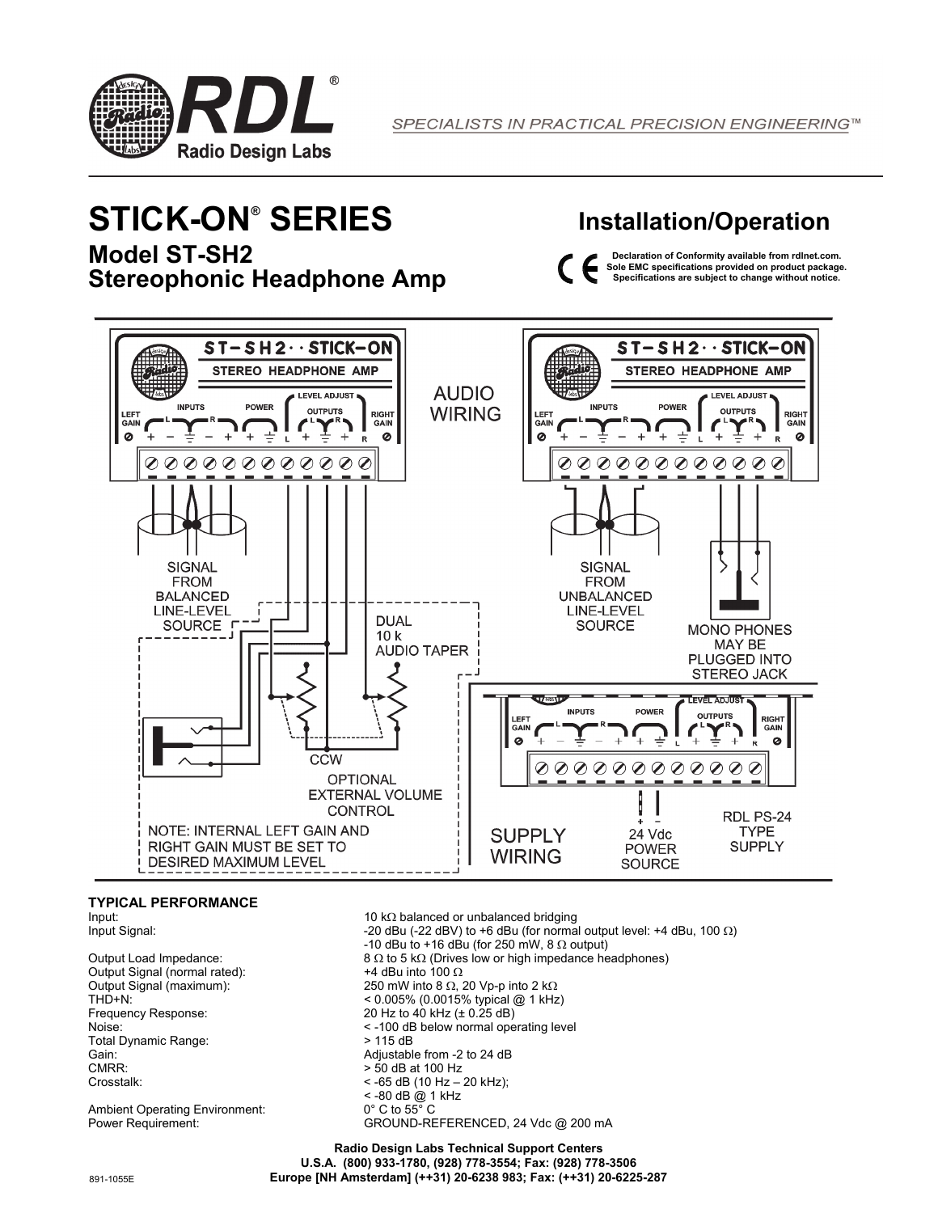# STICK-ON® SERIES

## Installation/Operation

## Model ST-SH2
## Stereophonic Headphone Amp

Declaration of Conformity available from rdlnet.com.
Sole EMC specifications provided on product package.
Specifications are subject to change without notice.

AUDIO WIRING

SIGNAL FROM BALANCED LINE-LEVEL SOURCE

DUAL 10 k AUDIO TAPER

CCW

OPTIONAL EXTERNAL VOLUME CONTROL

NOTE: INTERNAL LEFT GAIN AND RIGHT GAIN MUST BE SET TO DESIRED MAXIMUM LEVEL

SIGNAL FROM UNBALANCED LINE-LEVEL SOURCE

MONO PHONES MAY BE PLUGGED INTO STEREO JACK

SUPPLY WIRING

24 Vdc POWER SOURCE

RDL PS-24 TYPE SUPPLY

### TYPICAL PERFORMANCE

| | |
|---|---|
| Input: | 10 kΩ balanced or unbalanced bridging |
| Input Signal: | -20 dBu (-22 dBV) to +6 dBu (for normal output level: +4 dBu, 100 Ω) |
| | -10 dBu to +16 dBu (for 250 mW, 8 Ω output) |
| Output Load Impedance: | 8 Ω to 5 kΩ (Drives low or high impedance headphones) |
| Output Signal (normal rated): | +4 dBu into 100 Ω |
| Output Signal (maximum): | 250 mW into 8 Ω, 20 Vp-p into 2 kΩ |
| THD+N: | < 0.005% (0.0015% typical @ 1 kHz) |
| Frequency Response: | 20 Hz to 40 kHz (± 0.25 dB) |
| Noise: | < -100 dB below normal operating level |
| Total Dynamic Range: | > 115 dB |
| Gain: | Adjustable from -2 to 24 dB |
| CMRR: | > 50 dB at 100 Hz |
| Crosstalk: | < -65 dB (10 Hz – 20 kHz); |
| | < -80 dB @ 1 kHz |
| Ambient Operating Environment: | 0° C to 55° C |
| Power Requirement: | GROUND-REFERENCED, 24 Vdc @ 200 mA |

**Radio Design Labs Technical Support Centers**
**U.S.A. (800) 933-1780, (928) 778-3554; Fax: (928) 778-3506**
**Europe [NH Amsterdam] (++31) 20-6238 983; Fax: (++31) 20-6225-287**

891-1055E